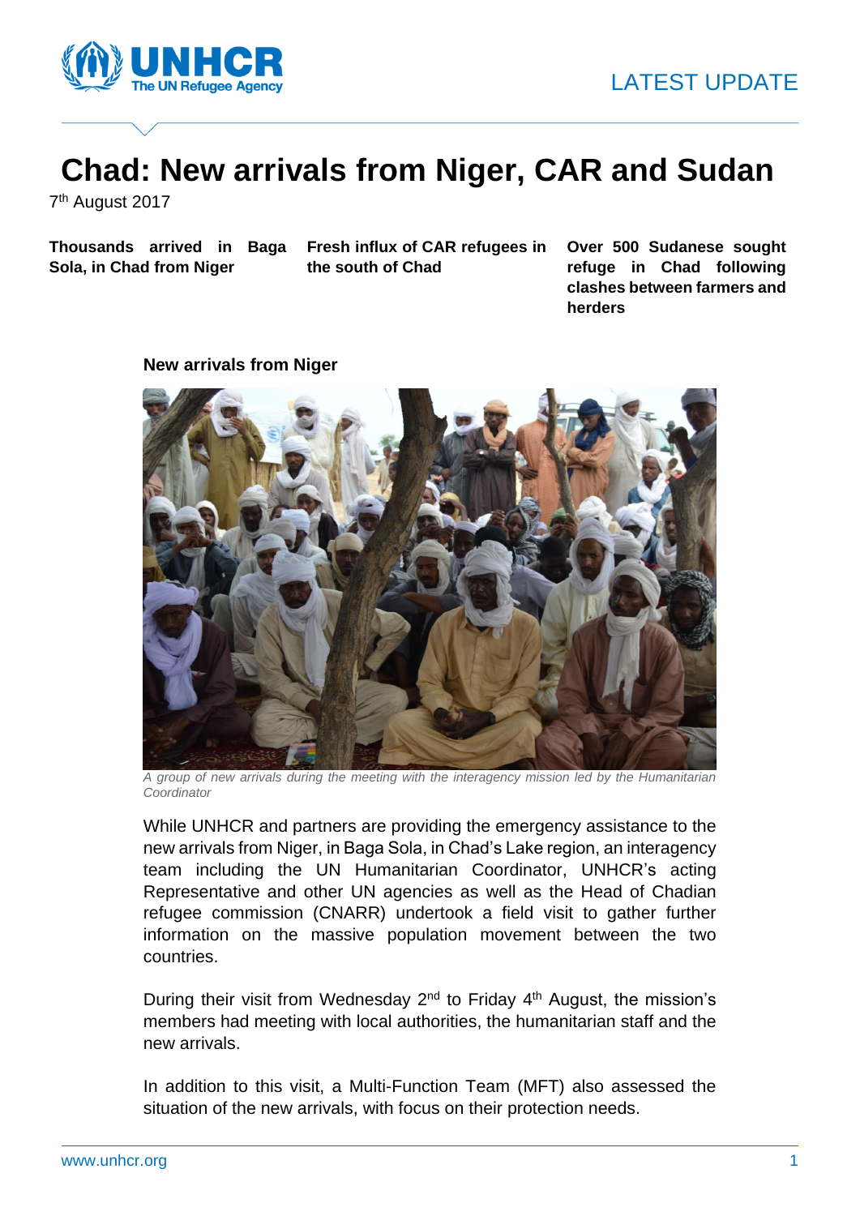LATEST UPDATE

# Chad: New arrivals from Niger, CAR and Sudan

7th August 2017

**Thousands arrived in Baga Sola, in Chad from Niger**

**Fresh influx of CAR refugees in the south of Chad**

**Over 500 Sudanese sought refuge in Chad following clashes between farmers and herders**

## New arrivals from Niger

*A group of new arrivals during the meeting with the interagency mission led by the Humanitarian Coordinator*

While UNHCR and partners are providing the emergency assistance to the new arrivals from Niger, in Baga Sola, in Chad's Lake region, an interagency team including the UN Humanitarian Coordinator, UNHCR's acting Representative and other UN agencies as well as the Head of Chadian refugee commission (CNARR) undertook a field visit to gather further information on the massive population movement between the two countries.

During their visit from Wednesday 2nd to Friday 4th August, the mission's members had meeting with local authorities, the humanitarian staff and the new arrivals.

In addition to this visit, a Multi-Function Team (MFT) also assessed the situation of the new arrivals, with focus on their protection needs.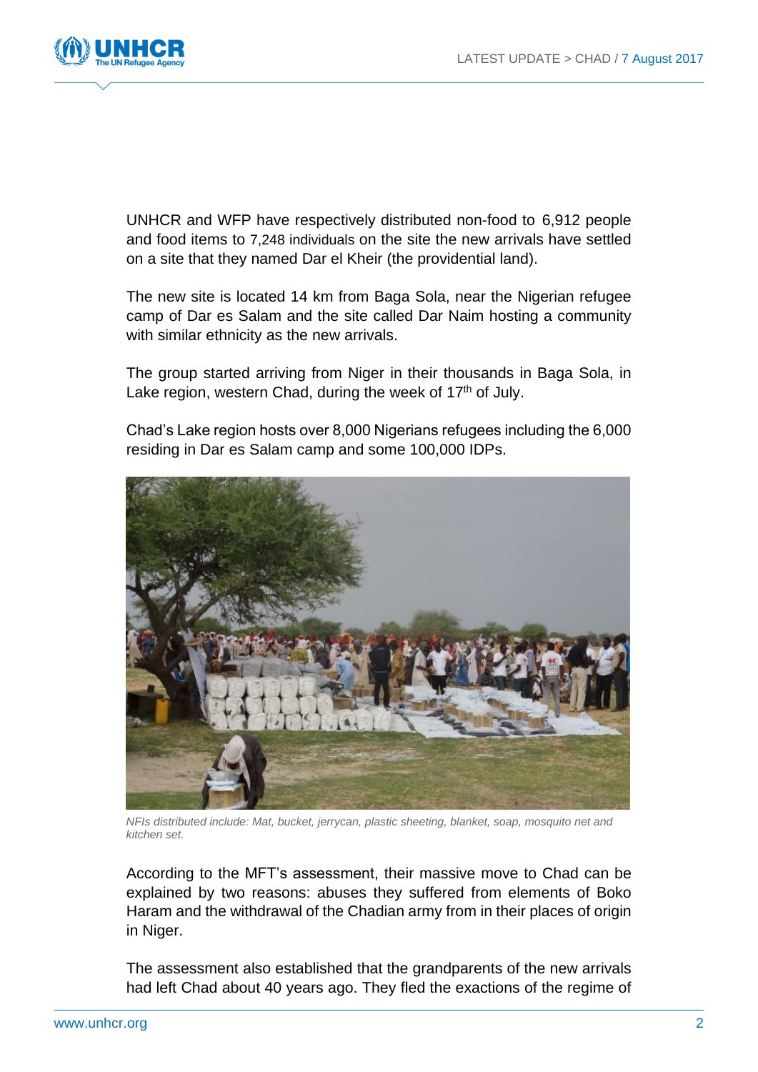UNHCR and WFP have respectively distributed non-food to 6,912 people and food items to 7,248 individuals on the site the new arrivals have settled on a site that they named Dar el Kheir (the providential land).

The new site is located 14 km from Baga Sola, near the Nigerian refugee camp of Dar es Salam and the site called Dar Naim hosting a community with similar ethnicity as the new arrivals.

The group started arriving from Niger in their thousands in Baga Sola, in Lake region, western Chad, during the week of 17th of July.

Chad's Lake region hosts over 8,000 Nigerians refugees including the 6,000 residing in Dar es Salam camp and some 100,000 IDPs.

*NFIs distributed include: Mat, bucket, jerrycan, plastic sheeting, blanket, soap, mosquito net and kitchen set.*

According to the MFT's assessment, their massive move to Chad can be explained by two reasons: abuses they suffered from elements of Boko Haram and the withdrawal of the Chadian army from in their places of origin in Niger.

The assessment also established that the grandparents of the new arrivals had left Chad about 40 years ago. They fled the exactions of the regime of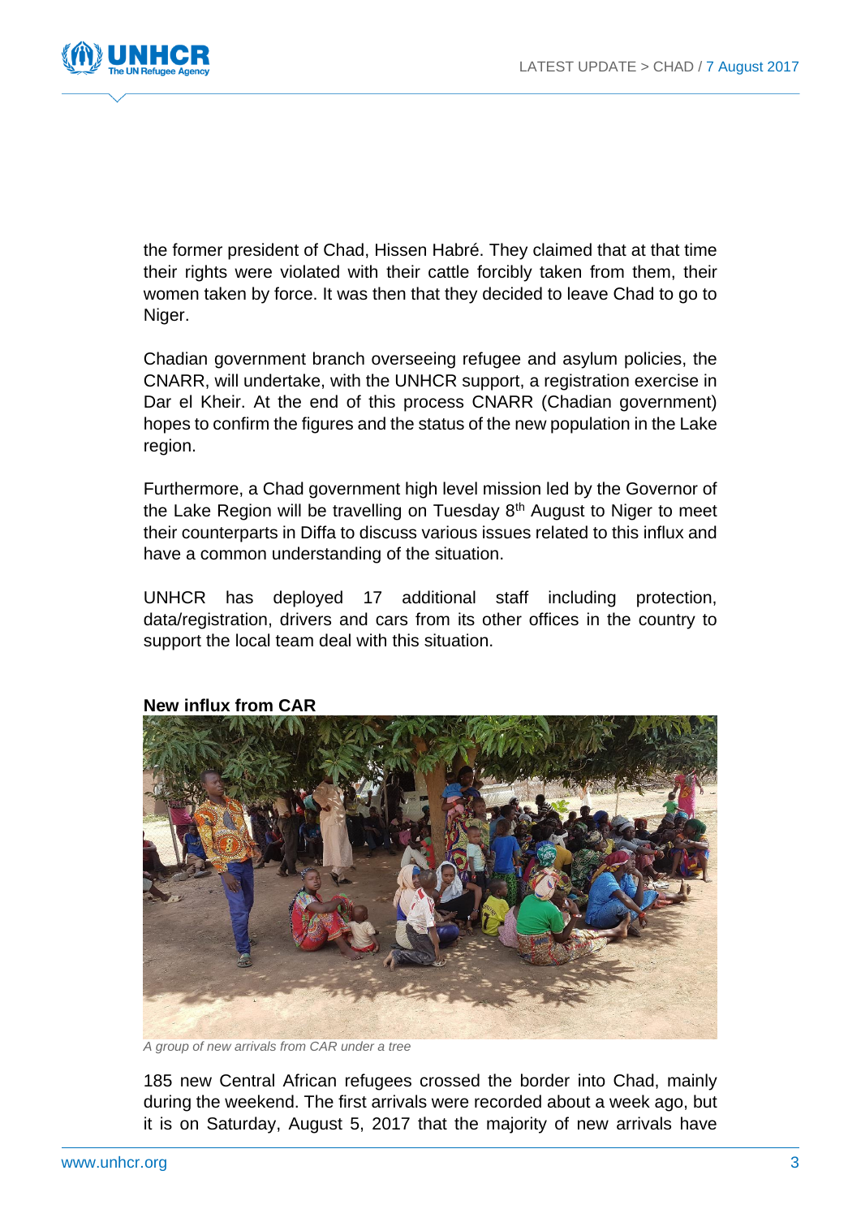the former president of Chad, Hissen Habré. They claimed that at that time their rights were violated with their cattle forcibly taken from them, their women taken by force. It was then that they decided to leave Chad to go to Niger.

Chadian government branch overseeing refugee and asylum policies, the CNARR, will undertake, with the UNHCR support, a registration exercise in Dar el Kheir. At the end of this process CNARR (Chadian government) hopes to confirm the figures and the status of the new population in the Lake region.

Furthermore, a Chad government high level mission led by the Governor of the Lake Region will be travelling on Tuesday 8th August to Niger to meet their counterparts in Diffa to discuss various issues related to this influx and have a common understanding of the situation.

UNHCR has deployed 17 additional staff including protection, data/registration, drivers and cars from its other offices in the country to support the local team deal with this situation.

**New influx from CAR**

*A group of new arrivals from CAR under a tree*

185 new Central African refugees crossed the border into Chad, mainly during the weekend. The first arrivals were recorded about a week ago, but it is on Saturday, August 5, 2017 that the majority of new arrivals have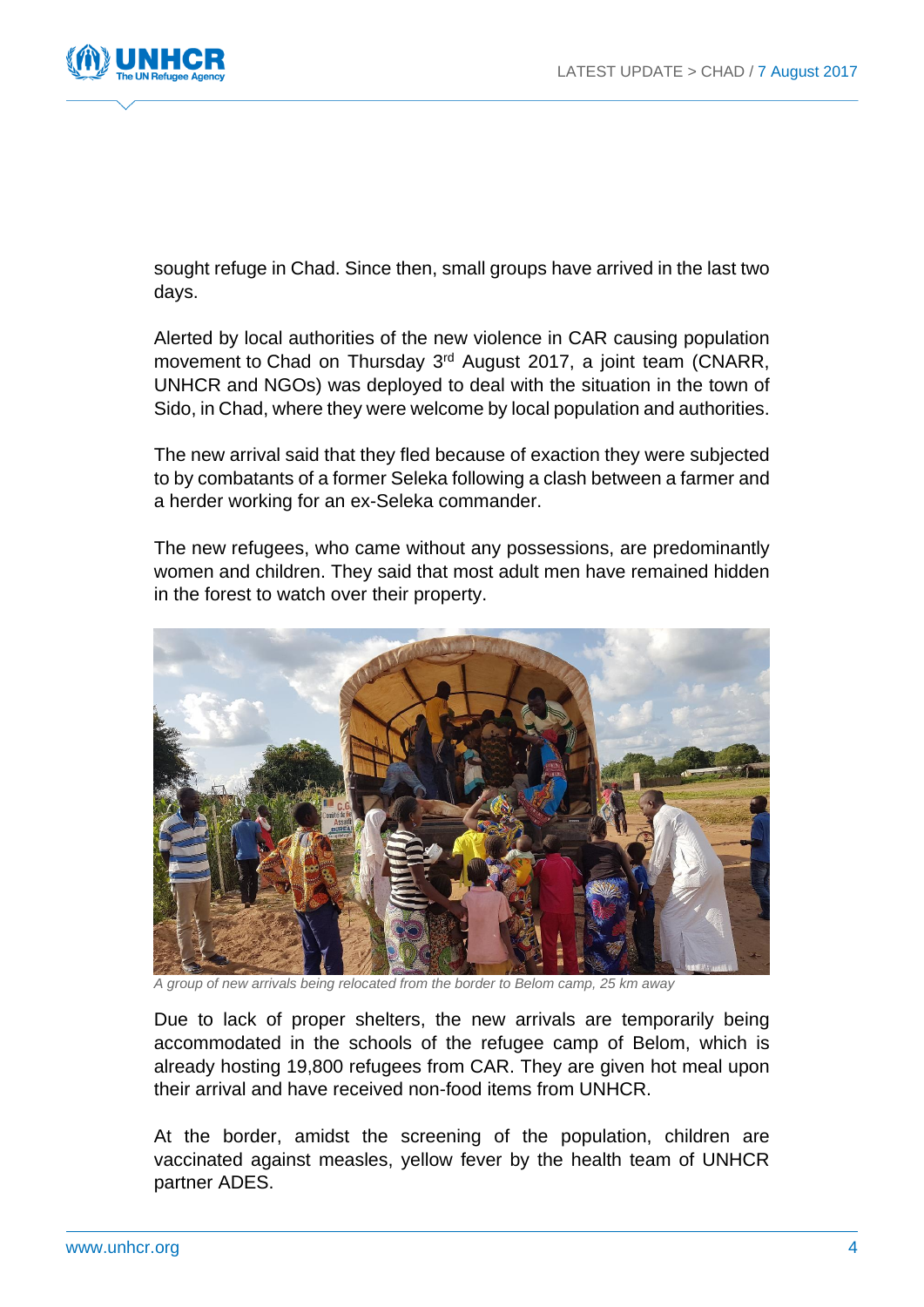sought refuge in Chad. Since then, small groups have arrived in the last two days.

Alerted by local authorities of the new violence in CAR causing population movement to Chad on Thursday 3rd August 2017, a joint team (CNARR, UNHCR and NGOs) was deployed to deal with the situation in the town of Sido, in Chad, where they were welcome by local population and authorities.

The new arrival said that they fled because of exaction they were subjected to by combatants of a former Seleka following a clash between a farmer and a herder working for an ex-Seleka commander.

The new refugees, who came without any possessions, are predominantly women and children. They said that most adult men have remained hidden in the forest to watch over their property.

*A group of new arrivals being relocated from the border to Belom camp, 25 km away*

Due to lack of proper shelters, the new arrivals are temporarily being accommodated in the schools of the refugee camp of Belom, which is already hosting 19,800 refugees from CAR. They are given hot meal upon their arrival and have received non-food items from UNHCR.

At the border, amidst the screening of the population, children are vaccinated against measles, yellow fever by the health team of UNHCR partner ADES.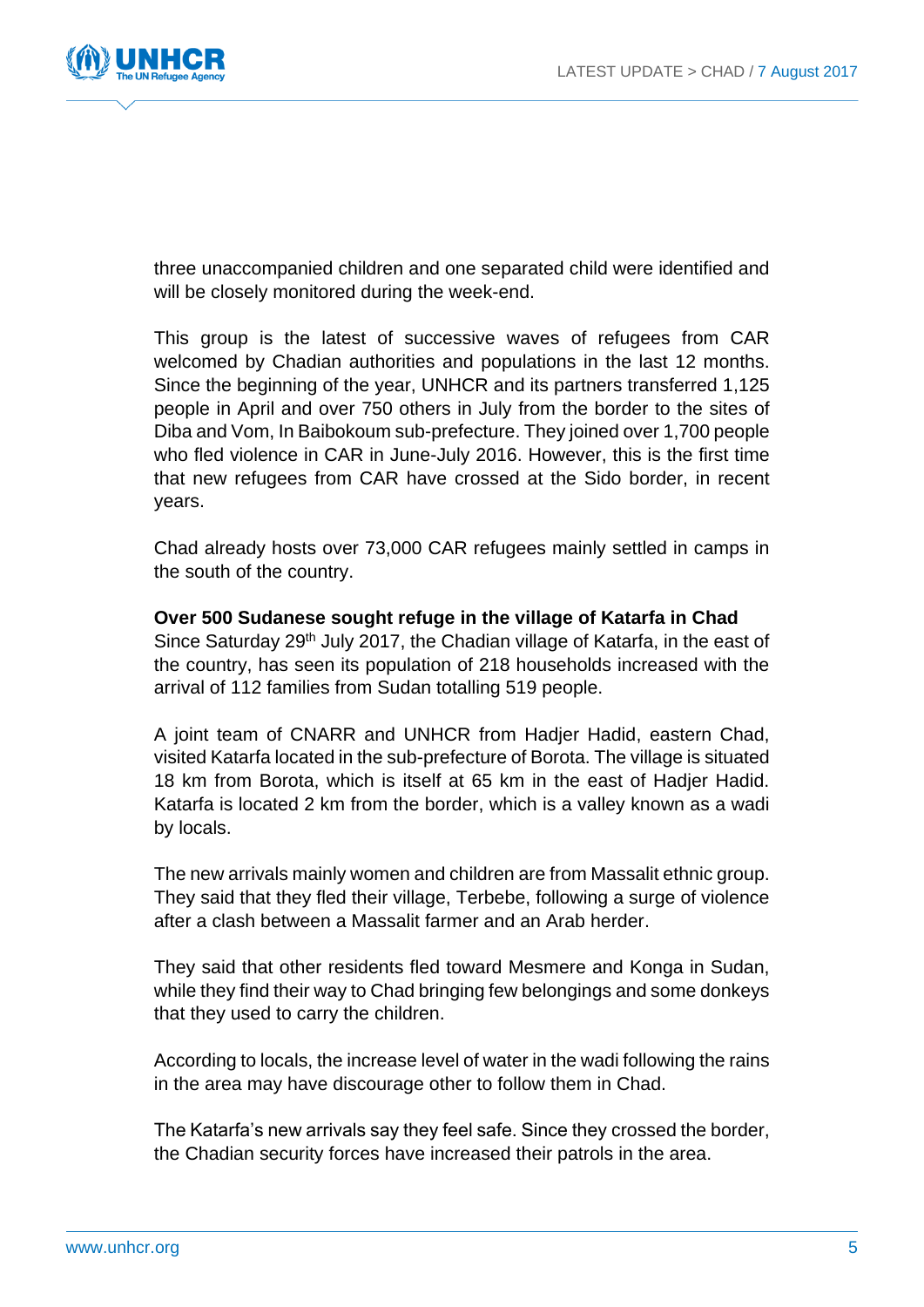three unaccompanied children and one separated child were identified and will be closely monitored during the week-end.

This group is the latest of successive waves of refugees from CAR welcomed by Chadian authorities and populations in the last 12 months. Since the beginning of the year, UNHCR and its partners transferred 1,125 people in April and over 750 others in July from the border to the sites of Diba and Vom, In Baibokoum sub-prefecture. They joined over 1,700 people who fled violence in CAR in June-July 2016. However, this is the first time that new refugees from CAR have crossed at the Sido border, in recent years.

Chad already hosts over 73,000 CAR refugees mainly settled in camps in the south of the country.

**Over 500 Sudanese sought refuge in the village of Katarfa in Chad**
Since Saturday 29th July 2017, the Chadian village of Katarfa, in the east of the country, has seen its population of 218 households increased with the arrival of 112 families from Sudan totalling 519 people.

A joint team of CNARR and UNHCR from Hadjer Hadid, eastern Chad, visited Katarfa located in the sub-prefecture of Borota. The village is situated 18 km from Borota, which is itself at 65 km in the east of Hadjer Hadid. Katarfa is located 2 km from the border, which is a valley known as a wadi by locals.

The new arrivals mainly women and children are from Massalit ethnic group. They said that they fled their village, Terbebe, following a surge of violence after a clash between a Massalit farmer and an Arab herder.

They said that other residents fled toward Mesmere and Konga in Sudan, while they find their way to Chad bringing few belongings and some donkeys that they used to carry the children.

According to locals, the increase level of water in the wadi following the rains in the area may have discourage other to follow them in Chad.

The Katarfa's new arrivals say they feel safe. Since they crossed the border, the Chadian security forces have increased their patrols in the area.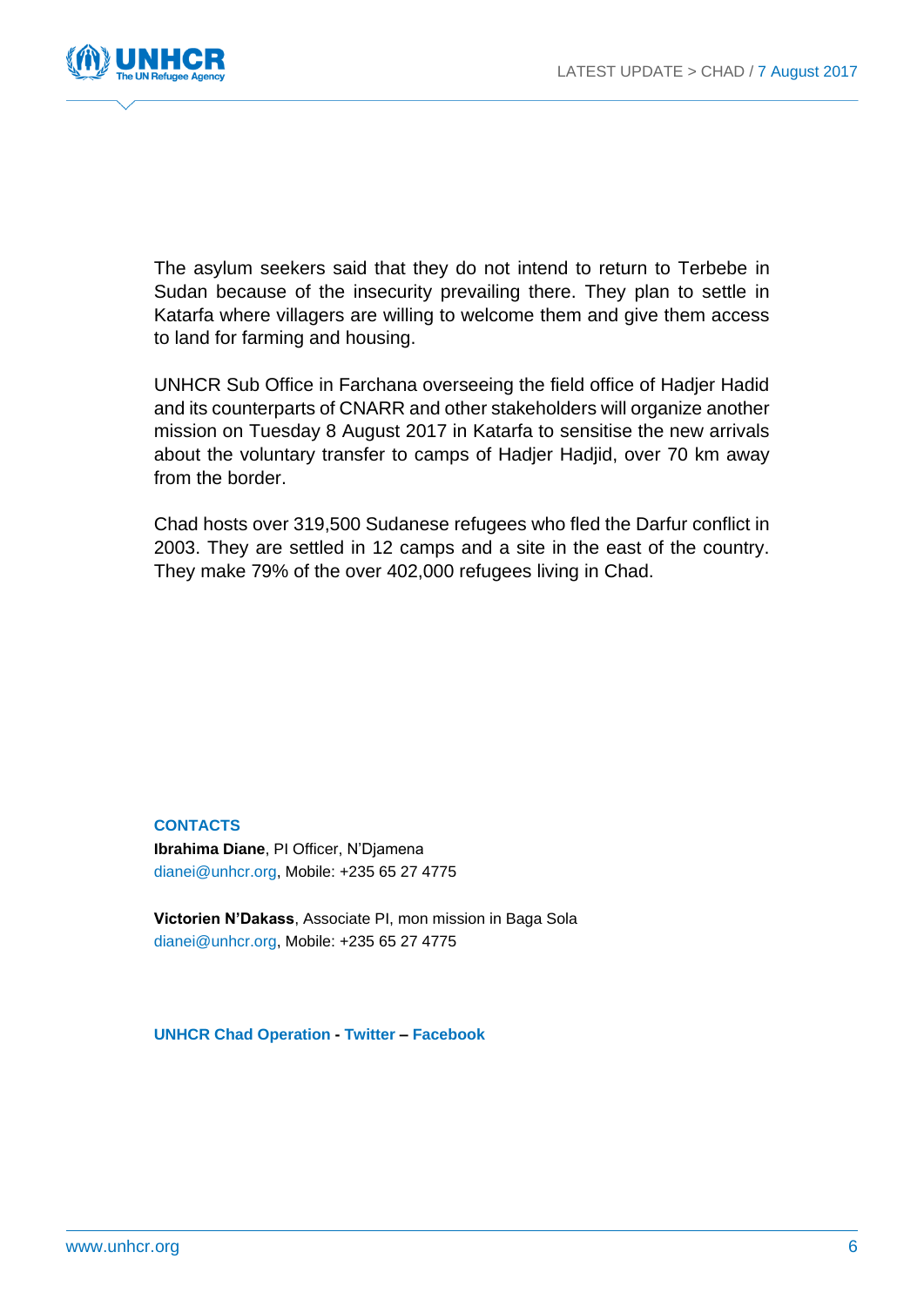The asylum seekers said that they do not intend to return to Terbebe in Sudan because of the insecurity prevailing there. They plan to settle in Katarfa where villagers are willing to welcome them and give them access to land for farming and housing.

UNHCR Sub Office in Farchana overseeing the field office of Hadjer Hadid and its counterparts of CNARR and other stakeholders will organize another mission on Tuesday 8 August 2017 in Katarfa to sensitise the new arrivals about the voluntary transfer to camps of Hadjer Hadjid, over 70 km away from the border.

Chad hosts over 319,500 Sudanese refugees who fled the Darfur conflict in 2003. They are settled in 12 camps and a site in the east of the country. They make 79% of the over 402,000 refugees living in Chad.

**CONTACTS**

**Ibrahima Diane**, PI Officer, N'Djamena
dianei@unhcr.org, Mobile: +235 65 27 4775

**Victorien N'Dakass**, Associate PI, mon mission in Baga Sola
dianei@unhcr.org, Mobile: +235 65 27 4775

**UNHCR Chad Operation - Twitter – Facebook**